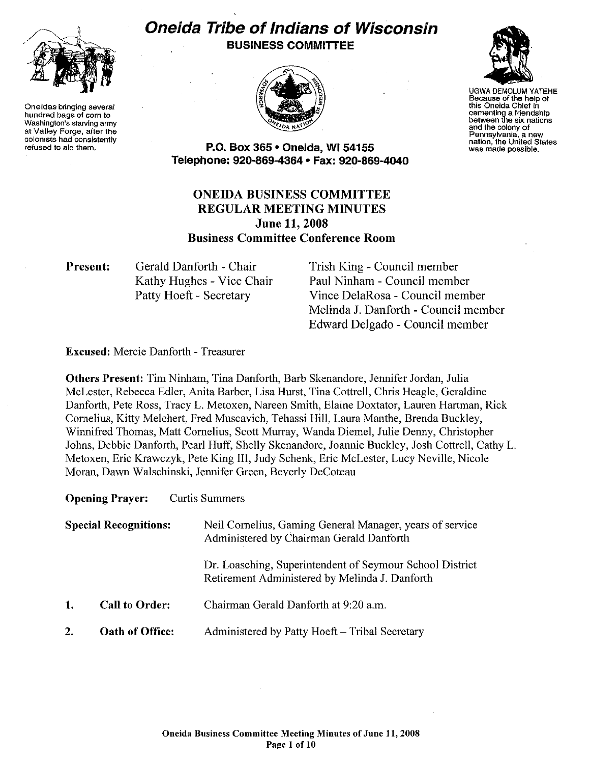# Oneida Tribe of Indians of Wisconsin

**BUSINESS COMMITTEE**

Oneidas bringing several hundred bags of corn to Washington's starving army at Valley Forge, after the colonists had consistently refused to aid them.

UGWA DEMOLUM YATEHE
Because of the help of this Oneida Chief in cementing a friendship between the six nations and the colony of Pennsylvania, a new nation, the United States was made possible.

**P.O. Box 365 • Oneida, WI 54155**
**Telephone: 920-869-4364 • Fax: 920-869-4040**

## ONEIDA BUSINESS COMMITTEE
## REGULAR MEETING MINUTES
## June 11, 2008
## Business Committee Conference Room

**Present:**
Gerald Danforth - Chair
Kathy Hughes - Vice Chair
Patty Hoeft - Secretary
Trish King - Council member
Paul Ninham - Council member
Vince DelaRosa - Council member
Melinda J. Danforth - Council member
Edward Delgado - Council member

**Excused:** Mercie Danforth - Treasurer

**Others Present:** Tim Ninham, Tina Danforth, Barb Skenandore, Jennifer Jordan, Julia McLester, Rebecca Edler, Anita Barber, Lisa Hurst, Tina Cottrell, Chris Heagle, Geraldine Danforth, Pete Ross, Tracy L. Metoxen, Nareen Smith, Elaine Doxtator, Lauren Hartman, Rick Cornelius, Kitty Melchert, Fred Muscavich, Tehassi Hill, Laura Manthe, Brenda Buckley, Winnifred Thomas, Matt Cornelius, Scott Murray, Wanda Diemel, Julie Denny, Christopher Johns, Debbie Danforth, Pearl Huff, Shelly Skenandore, Joannie Buckley, Josh Cottrell, Cathy L. Metoxen, Eric Krawczyk, Pete King III, Judy Schenk, Eric McLester, Lucy Neville, Nicole Moran, Dawn Walschinski, Jennifer Green, Beverly DeCoteau

**Opening Prayer:** Curtis Summers

**Special Recognitions:**
Neil Cornelius, Gaming General Manager, years of service Administered by Chairman Gerald Danforth

Dr. Loasching, Superintendent of Seymour School District Retirement Administered by Melinda J. Danforth

1. **Call to Order:** Chairman Gerald Danforth at 9:20 a.m.

2. **Oath of Office:** Administered by Patty Hoeft – Tribal Secretary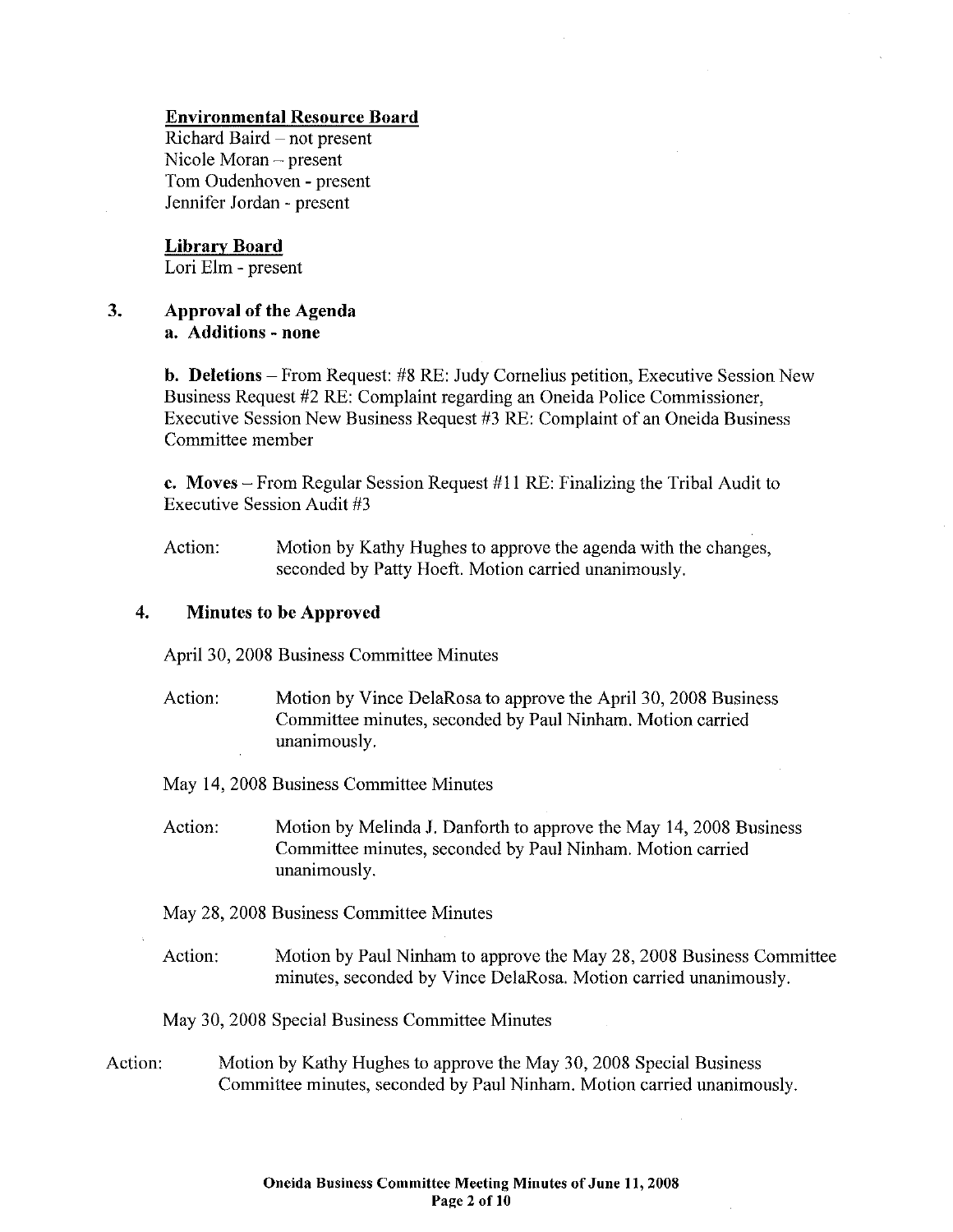**Environmental Resource Board**
Richard Baird – not present
Nicole Moran – present
Tom Oudenhoven - present
Jennifer Jordan - present

**Library Board**
Lori Elm - present

### 3. Approval of the Agenda

**a. Additions - none**

**b. Deletions** – From Request: #8 RE: Judy Cornelius petition, Executive Session New Business Request #2 RE: Complaint regarding an Oneida Police Commissioner, Executive Session New Business Request #3 RE: Complaint of an Oneida Business Committee member

**c. Moves** – From Regular Session Request #11 RE: Finalizing the Tribal Audit to Executive Session Audit #3

Action: Motion by Kathy Hughes to approve the agenda with the changes, seconded by Patty Hoeft. Motion carried unanimously.

### 4. Minutes to be Approved

April 30, 2008 Business Committee Minutes

Action: Motion by Vince DelaRosa to approve the April 30, 2008 Business Committee minutes, seconded by Paul Ninham. Motion carried unanimously.

May 14, 2008 Business Committee Minutes

Action: Motion by Melinda J. Danforth to approve the May 14, 2008 Business Committee minutes, seconded by Paul Ninham. Motion carried unanimously.

May 28, 2008 Business Committee Minutes

Action: Motion by Paul Ninham to approve the May 28, 2008 Business Committee minutes, seconded by Vince DelaRosa. Motion carried unanimously.

May 30, 2008 Special Business Committee Minutes

Action: Motion by Kathy Hughes to approve the May 30, 2008 Special Business Committee minutes, seconded by Paul Ninham. Motion carried unanimously.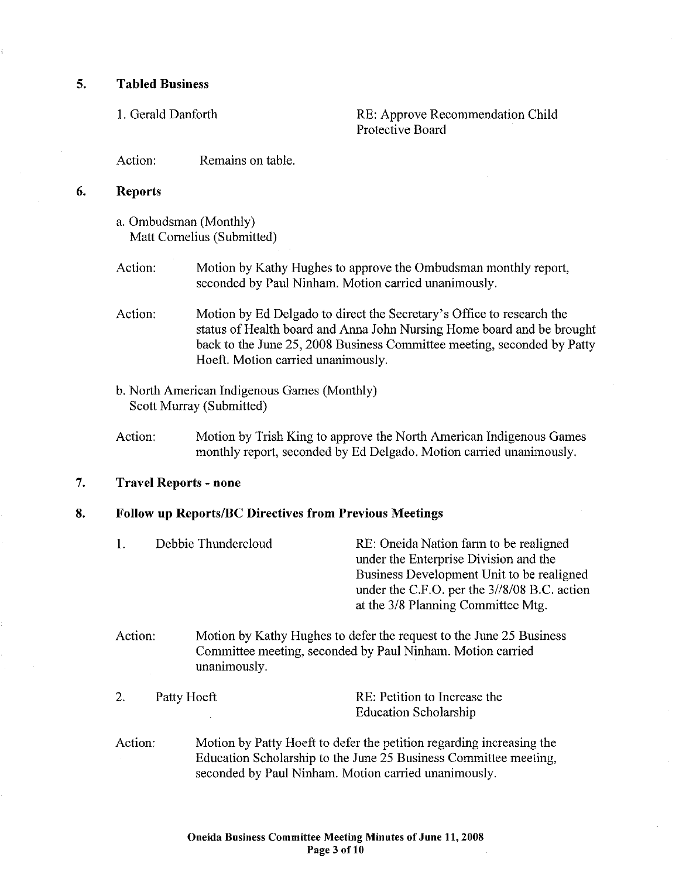## 5. Tabled Business

1. Gerald Danforth — RE: Approve Recommendation Child Protective Board

Action: Remains on table.

## 6. Reports

a. Ombudsman (Monthly)
Matt Cornelius (Submitted)

Action: Motion by Kathy Hughes to approve the Ombudsman monthly report, seconded by Paul Ninham. Motion carried unanimously.

Action: Motion by Ed Delgado to direct the Secretary's Office to research the status of Health board and Anna John Nursing Home board and be brought back to the June 25, 2008 Business Committee meeting, seconded by Patty Hoeft. Motion carried unanimously.

b. North American Indigenous Games (Monthly)
Scott Murray (Submitted)

Action: Motion by Trish King to approve the North American Indigenous Games monthly report, seconded by Ed Delgado. Motion carried unanimously.

## 7. Travel Reports - none

## 8. Follow up Reports/BC Directives from Previous Meetings

1. Debbie Thundercloud — RE: Oneida Nation farm to be realigned under the Enterprise Division and the Business Development Unit to be realigned under the C.F.O. per the 3//8/08 B.C. action at the 3/8 Planning Committee Mtg.

Action: Motion by Kathy Hughes to defer the request to the June 25 Business Committee meeting, seconded by Paul Ninham. Motion carried unanimously.

2. Patty Hoeft — RE: Petition to Increase the Education Scholarship

Action: Motion by Patty Hoeft to defer the petition regarding increasing the Education Scholarship to the June 25 Business Committee meeting, seconded by Paul Ninham. Motion carried unanimously.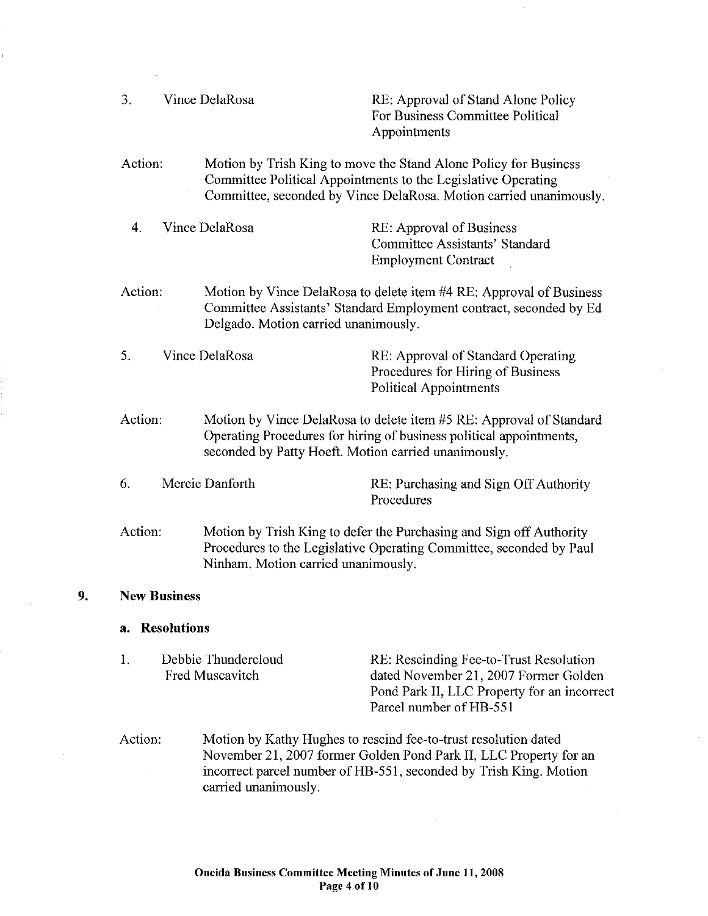3. Vince DelaRosa — RE: Approval of Stand Alone Policy For Business Committee Political Appointments

Action: Motion by Trish King to move the Stand Alone Policy for Business Committee Political Appointments to the Legislative Operating Committee, seconded by Vince DelaRosa. Motion carried unanimously.

4. Vince DelaRosa — RE: Approval of Business Committee Assistants' Standard Employment Contract

Action: Motion by Vince DelaRosa to delete item #4 RE: Approval of Business Committee Assistants' Standard Employment contract, seconded by Ed Delgado. Motion carried unanimously.

5. Vince DelaRosa — RE: Approval of Standard Operating Procedures for Hiring of Business Political Appointments

Action: Motion by Vince DelaRosa to delete item #5 RE: Approval of Standard Operating Procedures for hiring of business political appointments, seconded by Patty Hoeft. Motion carried unanimously.

6. Mercie Danforth — RE: Purchasing and Sign Off Authority Procedures

Action: Motion by Trish King to defer the Purchasing and Sign off Authority Procedures to the Legislative Operating Committee, seconded by Paul Ninham. Motion carried unanimously.

## 9. New Business

### a. Resolutions

1. Debbie Thundercloud, Fred Muscavitch — RE: Rescinding Fee-to-Trust Resolution dated November 21, 2007 Former Golden Pond Park II, LLC Property for an incorrect Parcel number of HB-551

Action: Motion by Kathy Hughes to rescind fee-to-trust resolution dated November 21, 2007 former Golden Pond Park II, LLC Property for an incorrect parcel number of HB-551, seconded by Trish King. Motion carried unanimously.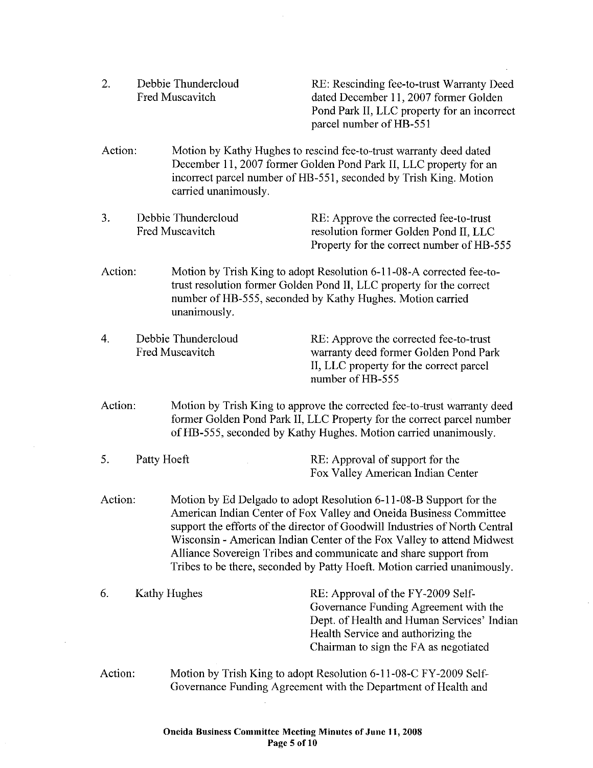2. Debbie Thundercloud
Fred Muscavitch

RE: Rescinding fee-to-trust Warranty Deed dated December 11, 2007 former Golden Pond Park II, LLC property for an incorrect parcel number of HB-551

Action: Motion by Kathy Hughes to rescind fee-to-trust warranty deed dated December 11, 2007 former Golden Pond Park II, LLC property for an incorrect parcel number of HB-551, seconded by Trish King. Motion carried unanimously.

3. Debbie Thundercloud
Fred Muscavitch

RE: Approve the corrected fee-to-trust resolution former Golden Pond II, LLC Property for the correct number of HB-555

Action: Motion by Trish King to adopt Resolution 6-11-08-A corrected fee-to-trust resolution former Golden Pond II, LLC property for the correct number of HB-555, seconded by Kathy Hughes. Motion carried unanimously.

4. Debbie Thundercloud
Fred Muscavitch

RE: Approve the corrected fee-to-trust warranty deed former Golden Pond Park II, LLC property for the correct parcel number of HB-555

Action: Motion by Trish King to approve the corrected fee-to-trust warranty deed former Golden Pond Park II, LLC Property for the correct parcel number of HB-555, seconded by Kathy Hughes. Motion carried unanimously.

5. Patty Hoeft

RE: Approval of support for the Fox Valley American Indian Center

Action: Motion by Ed Delgado to adopt Resolution 6-11-08-B Support for the American Indian Center of Fox Valley and Oneida Business Committee support the efforts of the director of Goodwill Industries of North Central Wisconsin - American Indian Center of the Fox Valley to attend Midwest Alliance Sovereign Tribes and communicate and share support from Tribes to be there, seconded by Patty Hoeft. Motion carried unanimously.

6. Kathy Hughes

RE: Approval of the FY-2009 Self-Governance Funding Agreement with the Dept. of Health and Human Services' Indian Health Service and authorizing the Chairman to sign the FA as negotiated

Action: Motion by Trish King to adopt Resolution 6-11-08-C FY-2009 Self-Governance Funding Agreement with the Department of Health and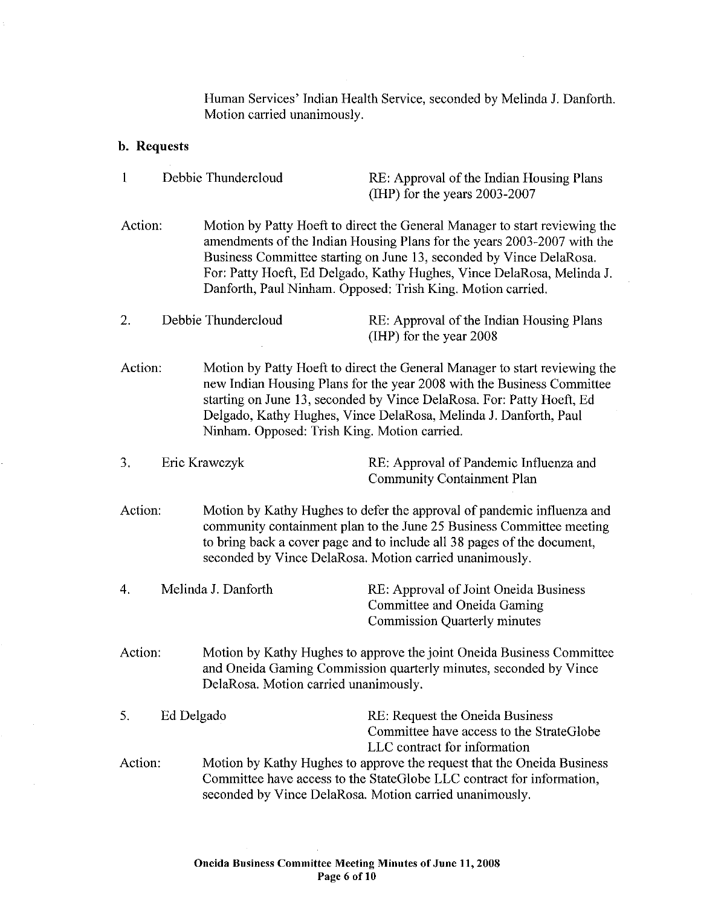Human Services' Indian Health Service, seconded by Melinda J. Danforth. Motion carried unanimously.

**b. Requests**

1 Debbie Thundercloud RE: Approval of the Indian Housing Plans (IHP) for the years 2003-2007

Action: Motion by Patty Hoeft to direct the General Manager to start reviewing the amendments of the Indian Housing Plans for the years 2003-2007 with the Business Committee starting on June 13, seconded by Vince DelaRosa. For: Patty Hoeft, Ed Delgado, Kathy Hughes, Vince DelaRosa, Melinda J. Danforth, Paul Ninham. Opposed: Trish King. Motion carried.

2. Debbie Thundercloud RE: Approval of the Indian Housing Plans (IHP) for the year 2008

Action: Motion by Patty Hoeft to direct the General Manager to start reviewing the new Indian Housing Plans for the year 2008 with the Business Committee starting on June 13, seconded by Vince DelaRosa. For: Patty Hoeft, Ed Delgado, Kathy Hughes, Vince DelaRosa, Melinda J. Danforth, Paul Ninham. Opposed: Trish King. Motion carried.

3. Eric Krawczyk RE: Approval of Pandemic Influenza and Community Containment Plan

Action: Motion by Kathy Hughes to defer the approval of pandemic influenza and community containment plan to the June 25 Business Committee meeting to bring back a cover page and to include all 38 pages of the document, seconded by Vince DelaRosa. Motion carried unanimously.

4. Melinda J. Danforth RE: Approval of Joint Oneida Business Committee and Oneida Gaming Commission Quarterly minutes

Action: Motion by Kathy Hughes to approve the joint Oneida Business Committee and Oneida Gaming Commission quarterly minutes, seconded by Vince DelaRosa. Motion carried unanimously.

5. Ed Delgado RE: Request the Oneida Business Committee have access to the StrateGlobe LLC contract for information

Action: Motion by Kathy Hughes to approve the request that the Oneida Business Committee have access to the StateGlobe LLC contract for information, seconded by Vince DelaRosa. Motion carried unanimously.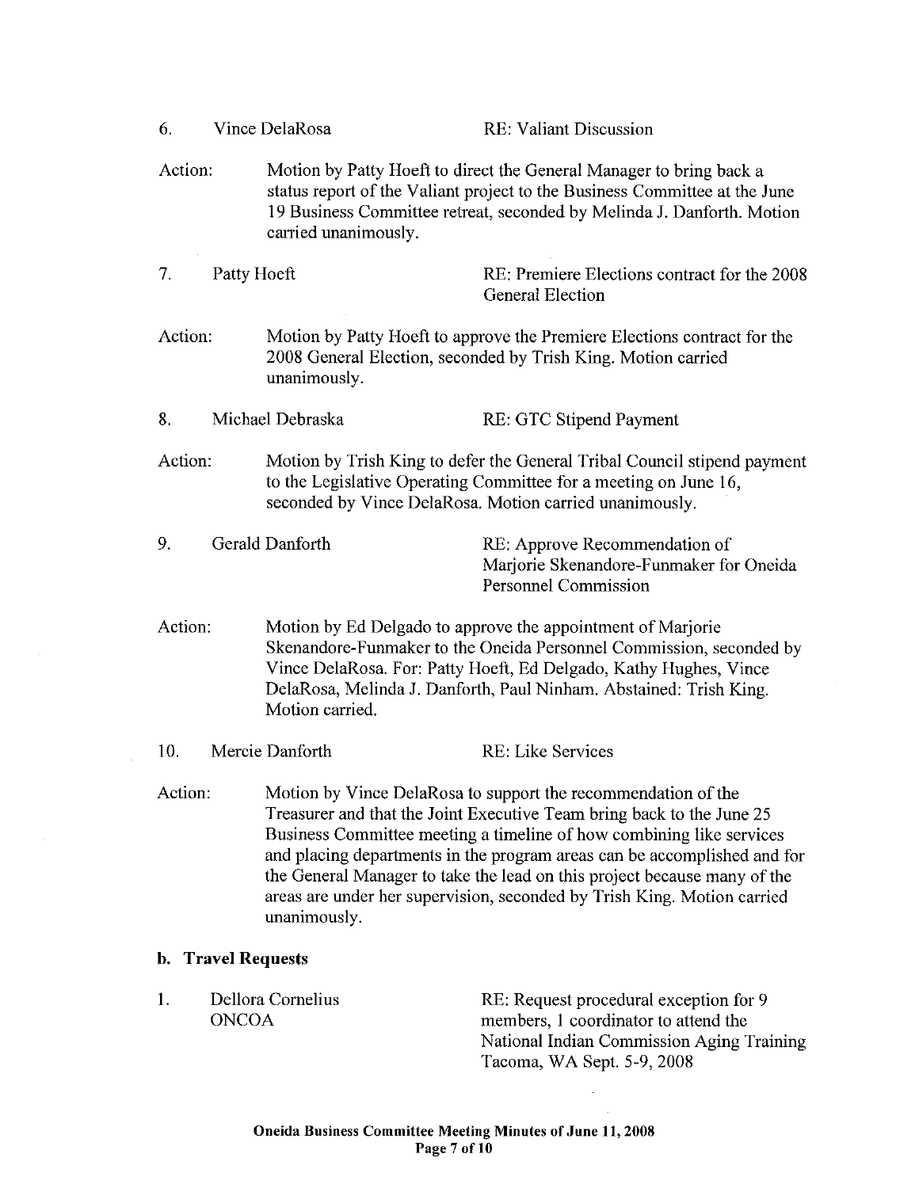6. Vince DelaRosa RE: Valiant Discussion

Action: Motion by Patty Hoeft to direct the General Manager to bring back a status report of the Valiant project to the Business Committee at the June 19 Business Committee retreat, seconded by Melinda J. Danforth. Motion carried unanimously.

7. Patty Hoeft RE: Premiere Elections contract for the 2008 General Election

Action: Motion by Patty Hoeft to approve the Premiere Elections contract for the 2008 General Election, seconded by Trish King. Motion carried unanimously.

8. Michael Debraska RE: GTC Stipend Payment

Action: Motion by Trish King to defer the General Tribal Council stipend payment to the Legislative Operating Committee for a meeting on June 16, seconded by Vince DelaRosa. Motion carried unanimously.

9. Gerald Danforth RE: Approve Recommendation of Marjorie Skenandore-Funmaker for Oneida Personnel Commission

Action: Motion by Ed Delgado to approve the appointment of Marjorie Skenandore-Funmaker to the Oneida Personnel Commission, seconded by Vince DelaRosa. For: Patty Hoeft, Ed Delgado, Kathy Hughes, Vince DelaRosa, Melinda J. Danforth, Paul Ninham. Abstained: Trish King. Motion carried.

10. Mercie Danforth RE: Like Services

Action: Motion by Vince DelaRosa to support the recommendation of the Treasurer and that the Joint Executive Team bring back to the June 25 Business Committee meeting a timeline of how combining like services and placing departments in the program areas can be accomplished and for the General Manager to take the lead on this project because many of the areas are under her supervision, seconded by Trish King. Motion carried unanimously.

### b. Travel Requests

1. Dellora Cornelius ONCOA RE: Request procedural exception for 9 members, 1 coordinator to attend the National Indian Commission Aging Training Tacoma, WA Sept. 5-9, 2008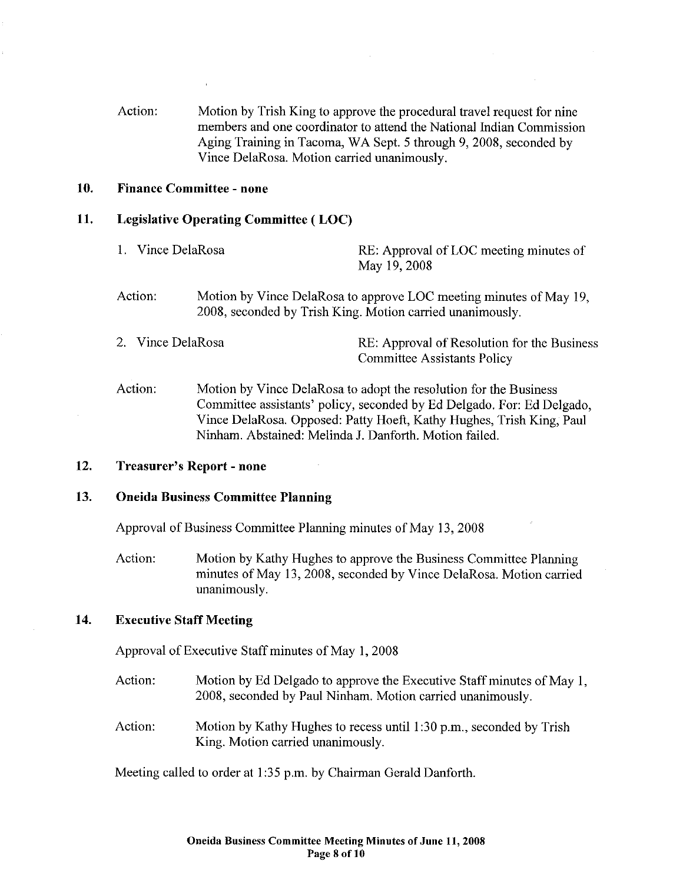Action: Motion by Trish King to approve the procedural travel request for nine members and one coordinator to attend the National Indian Commission Aging Training in Tacoma, WA Sept. 5 through 9, 2008, seconded by Vince DelaRosa. Motion carried unanimously.

## 10. Finance Committee - none

## 11. Legislative Operating Committee ( LOC)

1. Vince DelaRosa — RE: Approval of LOC meeting minutes of May 19, 2008

Action: Motion by Vince DelaRosa to approve LOC meeting minutes of May 19, 2008, seconded by Trish King. Motion carried unanimously.

2. Vince DelaRosa — RE: Approval of Resolution for the Business Committee Assistants Policy

Action: Motion by Vince DelaRosa to adopt the resolution for the Business Committee assistants' policy, seconded by Ed Delgado. For: Ed Delgado, Vince DelaRosa. Opposed: Patty Hoeft, Kathy Hughes, Trish King, Paul Ninham. Abstained: Melinda J. Danforth. Motion failed.

## 12. Treasurer's Report - none

## 13. Oneida Business Committee Planning

Approval of Business Committee Planning minutes of May 13, 2008

Action: Motion by Kathy Hughes to approve the Business Committee Planning minutes of May 13, 2008, seconded by Vince DelaRosa. Motion carried unanimously.

## 14. Executive Staff Meeting

Approval of Executive Staff minutes of May 1, 2008

Action: Motion by Ed Delgado to approve the Executive Staff minutes of May 1, 2008, seconded by Paul Ninham. Motion carried unanimously.

Action: Motion by Kathy Hughes to recess until 1:30 p.m., seconded by Trish King. Motion carried unanimously.

Meeting called to order at 1:35 p.m. by Chairman Gerald Danforth.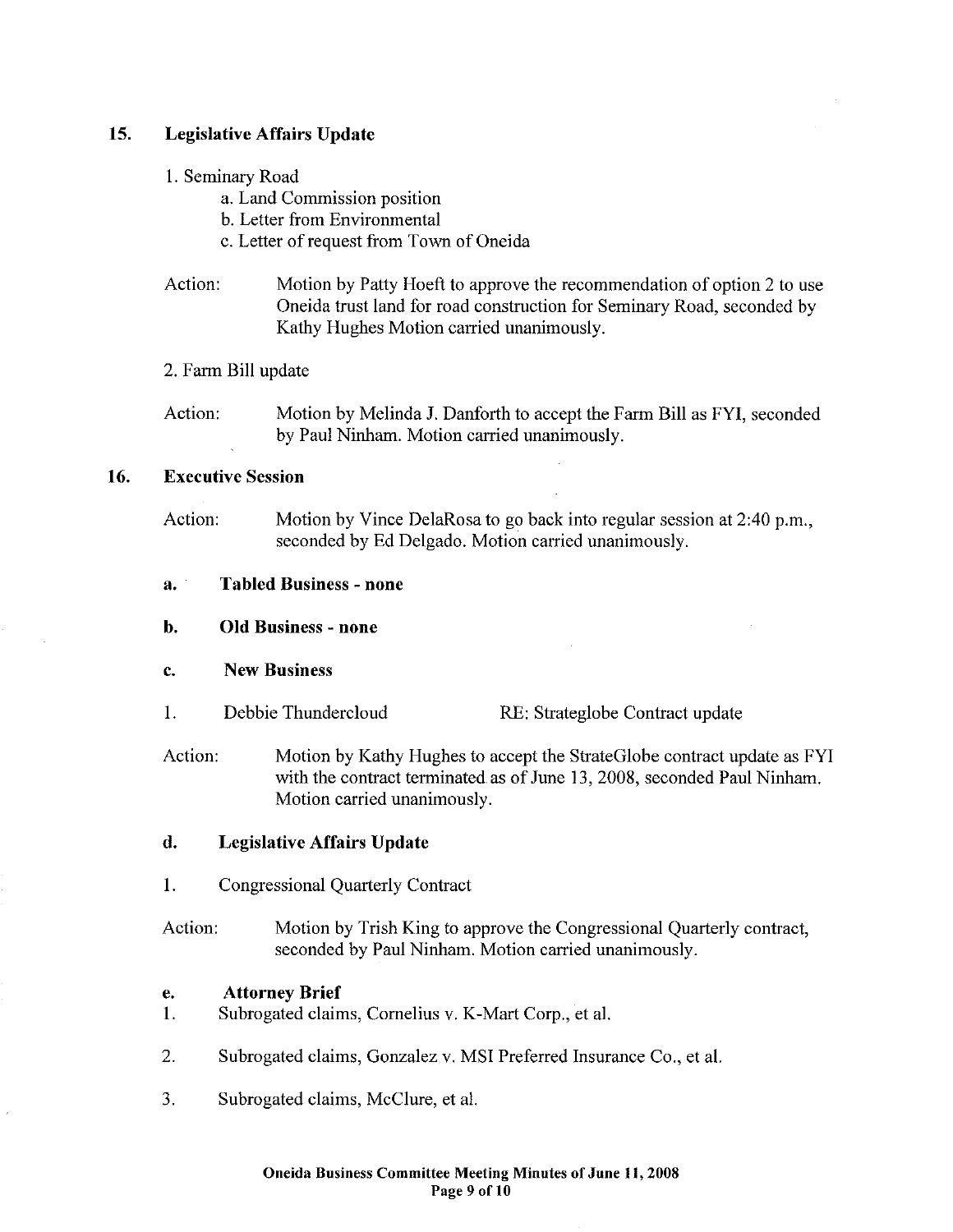## 15. Legislative Affairs Update

1. Seminary Road
   a. Land Commission position
   b. Letter from Environmental
   c. Letter of request from Town of Oneida

Action: Motion by Patty Hoeft to approve the recommendation of option 2 to use Oneida trust land for road construction for Seminary Road, seconded by Kathy Hughes Motion carried unanimously.

2. Farm Bill update

Action: Motion by Melinda J. Danforth to accept the Farm Bill as FYI, seconded by Paul Ninham. Motion carried unanimously.

## 16. Executive Session

Action: Motion by Vince DelaRosa to go back into regular session at 2:40 p.m., seconded by Ed Delgado. Motion carried unanimously.

**a. Tabled Business - none**

**b. Old Business - none**

**c. New Business**

1. Debbie Thundercloud RE: Strateglobe Contract update

Action: Motion by Kathy Hughes to accept the StrateGlobe contract update as FYI with the contract terminated as of June 13, 2008, seconded Paul Ninham. Motion carried unanimously.

**d. Legislative Affairs Update**

1. Congressional Quarterly Contract

Action: Motion by Trish King to approve the Congressional Quarterly contract, seconded by Paul Ninham. Motion carried unanimously.

**e. Attorney Brief**

1. Subrogated claims, Cornelius v. K-Mart Corp., et al.
2. Subrogated claims, Gonzalez v. MSI Preferred Insurance Co., et al.
3. Subrogated claims, McClure, et al.

**Oneida Business Committee Meeting Minutes of June 11, 2008**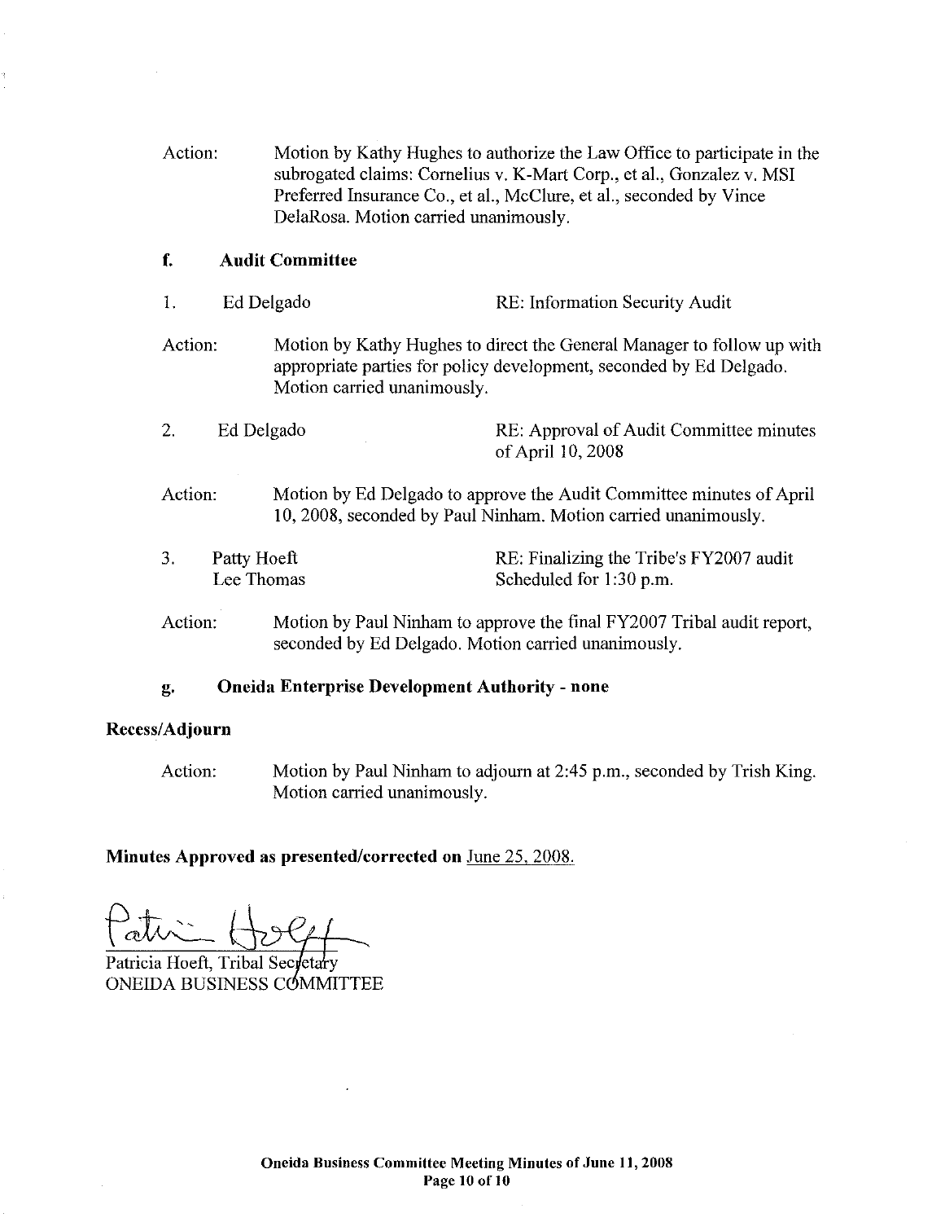Action: Motion by Kathy Hughes to authorize the Law Office to participate in the subrogated claims: Cornelius v. K-Mart Corp., et al., Gonzalez v. MSI Preferred Insurance Co., et al., McClure, et al., seconded by Vince DelaRosa. Motion carried unanimously.

**f. Audit Committee**

1. Ed Delgado — RE: Information Security Audit

Action: Motion by Kathy Hughes to direct the General Manager to follow up with appropriate parties for policy development, seconded by Ed Delgado. Motion carried unanimously.

2. Ed Delgado — RE: Approval of Audit Committee minutes of April 10, 2008

Action: Motion by Ed Delgado to approve the Audit Committee minutes of April 10, 2008, seconded by Paul Ninham. Motion carried unanimously.

3. Patty Hoeft, Lee Thomas — RE: Finalizing the Tribe's FY2007 audit Scheduled for 1:30 p.m.

Action: Motion by Paul Ninham to approve the final FY2007 Tribal audit report, seconded by Ed Delgado. Motion carried unanimously.

**g. Oneida Enterprise Development Authority - none**

**Recess/Adjourn**

Action: Motion by Paul Ninham to adjourn at 2:45 p.m., seconded by Trish King. Motion carried unanimously.

**Minutes Approved as presented/corrected on** June 25, 2008.

Patricia Hoeft, Tribal Secretary
ONEIDA BUSINESS COMMITTEE